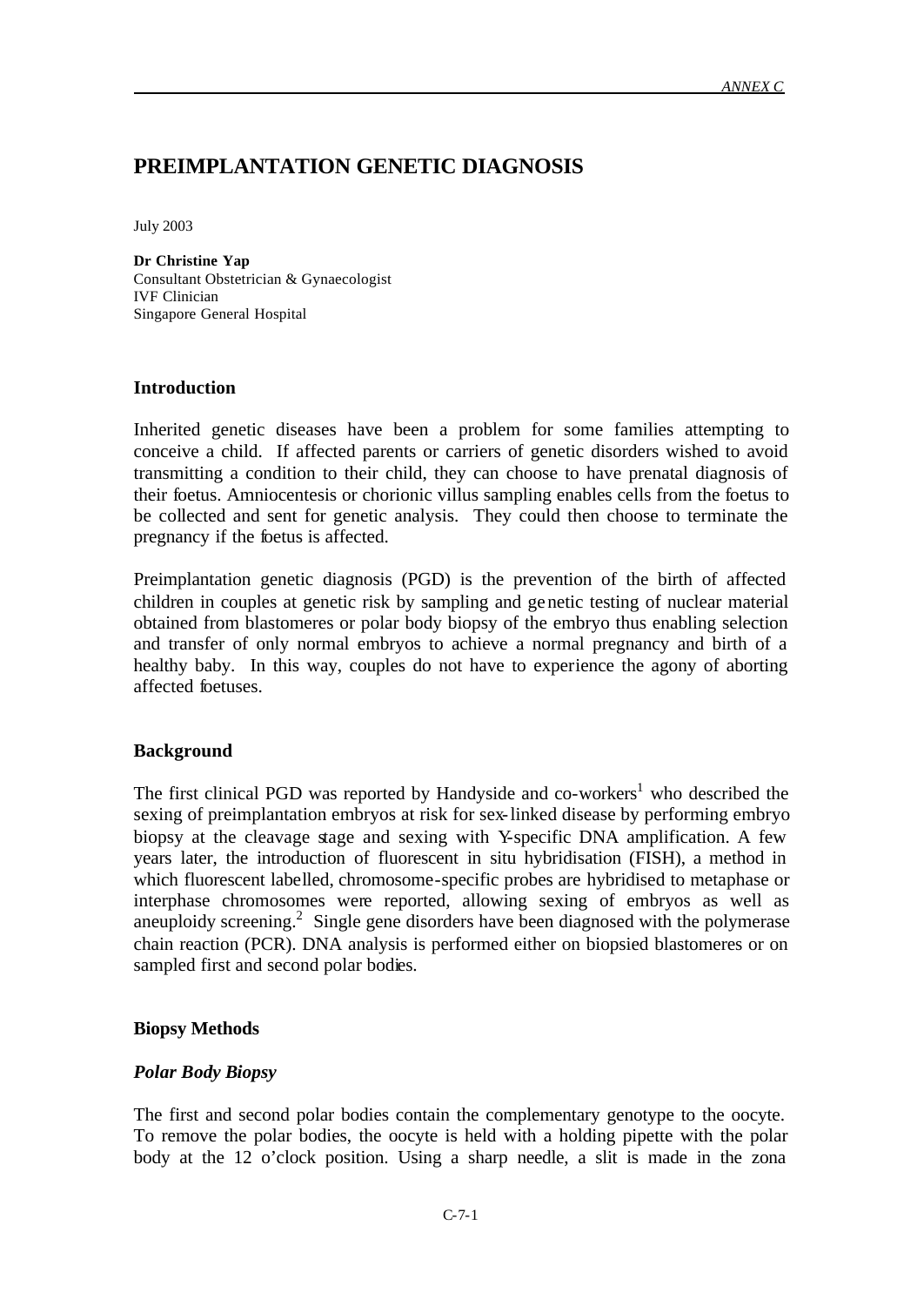# PREIMPLANTATION GENETIC DIAGNOSIS

July 2003

**Dr Christine Yap**
Consultant Obstetrician & Gynaecologist
IVF Clinician
Singapore General Hospital

## Introduction

Inherited genetic diseases have been a problem for some families attempting to conceive a child. If affected parents or carriers of genetic disorders wished to avoid transmitting a condition to their child, they can choose to have prenatal diagnosis of their foetus. Amniocentesis or chorionic villus sampling enables cells from the foetus to be collected and sent for genetic analysis. They could then choose to terminate the pregnancy if the foetus is affected.

Preimplantation genetic diagnosis (PGD) is the prevention of the birth of affected children in couples at genetic risk by sampling and genetic testing of nuclear material obtained from blastomeres or polar body biopsy of the embryo thus enabling selection and transfer of only normal embryos to achieve a normal pregnancy and birth of a healthy baby. In this way, couples do not have to experience the agony of aborting affected foetuses.

## Background

The first clinical PGD was reported by Handyside and co-workers[1] who described the sexing of preimplantation embryos at risk for sex-linked disease by performing embryo biopsy at the cleavage stage and sexing with Y-specific DNA amplification. A few years later, the introduction of fluorescent in situ hybridisation (FISH), a method in which fluorescent labelled, chromosome-specific probes are hybridised to metaphase or interphase chromosomes were reported, allowing sexing of embryos as well as aneuploidy screening.[2] Single gene disorders have been diagnosed with the polymerase chain reaction (PCR). DNA analysis is performed either on biopsied blastomeres or on sampled first and second polar bodies.

## Biopsy Methods

### *Polar Body Biopsy*

The first and second polar bodies contain the complementary genotype to the oocyte. To remove the polar bodies, the oocyte is held with a holding pipette with the polar body at the 12 o'clock position. Using a sharp needle, a slit is made in the zona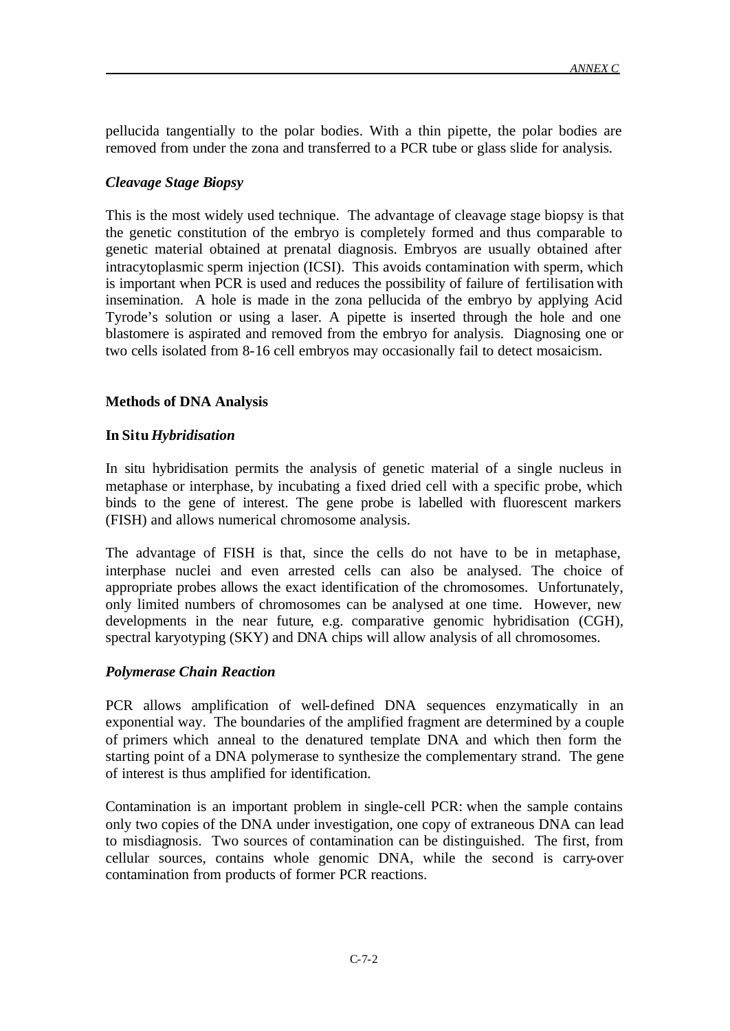pellucida tangentially to the polar bodies. With a thin pipette, the polar bodies are removed from under the zona and transferred to a PCR tube or glass slide for analysis.

### *Cleavage Stage Biopsy*

This is the most widely used technique. The advantage of cleavage stage biopsy is that the genetic constitution of the embryo is completely formed and thus comparable to genetic material obtained at prenatal diagnosis. Embryos are usually obtained after intracytoplasmic sperm injection (ICSI). This avoids contamination with sperm, which is important when PCR is used and reduces the possibility of failure of fertilisation with insemination. A hole is made in the zona pellucida of the embryo by applying Acid Tyrode's solution or using a laser. A pipette is inserted through the hole and one blastomere is aspirated and removed from the embryo for analysis. Diagnosing one or two cells isolated from 8-16 cell embryos may occasionally fail to detect mosaicism.

## **Methods of DNA Analysis**

### **In Situ** *Hybridisation*

In situ hybridisation permits the analysis of genetic material of a single nucleus in metaphase or interphase, by incubating a fixed dried cell with a specific probe, which binds to the gene of interest. The gene probe is labelled with fluorescent markers (FISH) and allows numerical chromosome analysis.

The advantage of FISH is that, since the cells do not have to be in metaphase, interphase nuclei and even arrested cells can also be analysed. The choice of appropriate probes allows the exact identification of the chromosomes. Unfortunately, only limited numbers of chromosomes can be analysed at one time. However, new developments in the near future, e.g. comparative genomic hybridisation (CGH), spectral karyotyping (SKY) and DNA chips will allow analysis of all chromosomes.

### *Polymerase Chain Reaction*

PCR allows amplification of well-defined DNA sequences enzymatically in an exponential way. The boundaries of the amplified fragment are determined by a couple of primers which anneal to the denatured template DNA and which then form the starting point of a DNA polymerase to synthesize the complementary strand. The gene of interest is thus amplified for identification.

Contamination is an important problem in single-cell PCR: when the sample contains only two copies of the DNA under investigation, one copy of extraneous DNA can lead to misdiagnosis. Two sources of contamination can be distinguished. The first, from cellular sources, contains whole genomic DNA, while the second is carry-over contamination from products of former PCR reactions.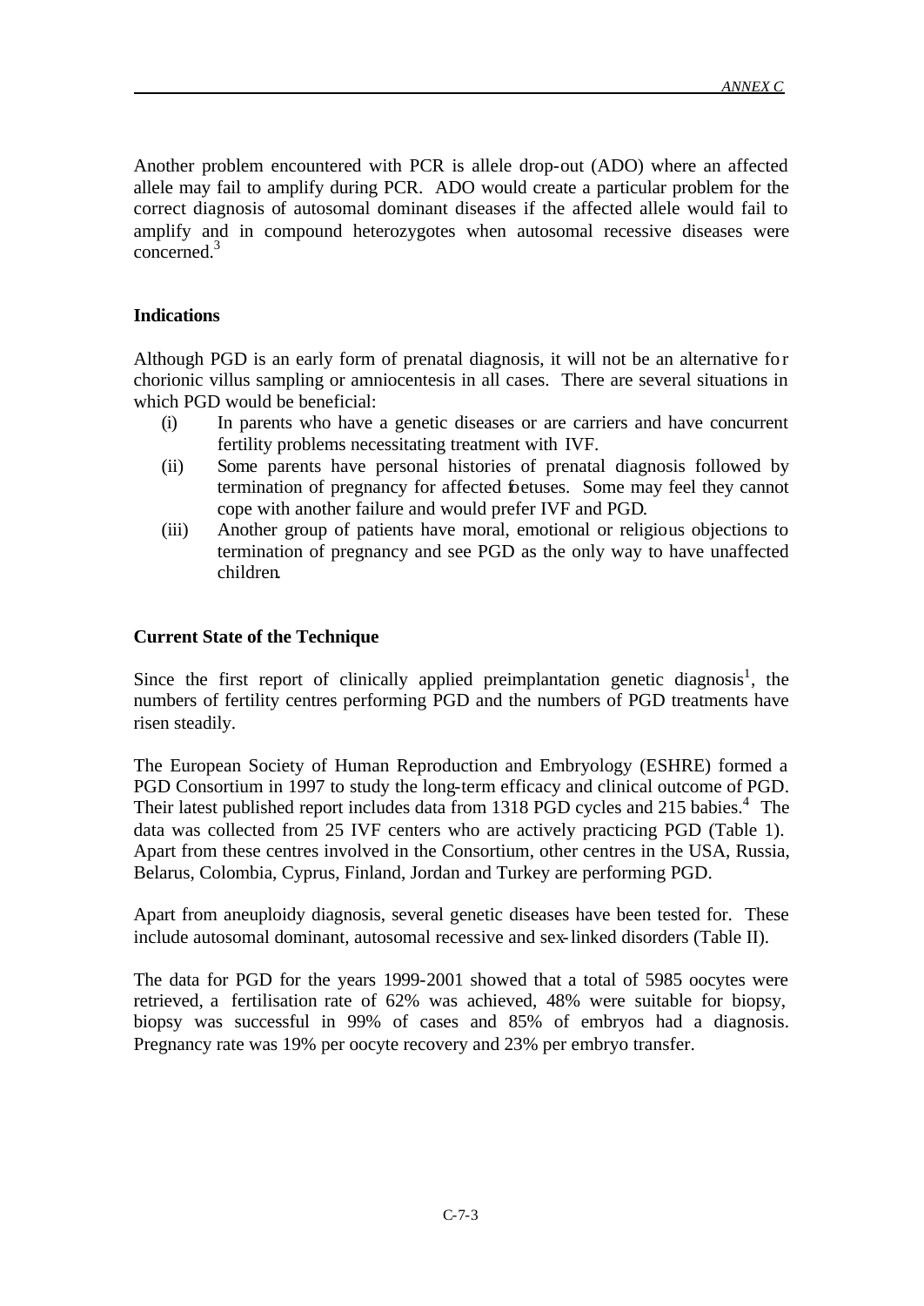Another problem encountered with PCR is allele drop-out (ADO) where an affected allele may fail to amplify during PCR. ADO would create a particular problem for the correct diagnosis of autosomal dominant diseases if the affected allele would fail to amplify and in compound heterozygotes when autosomal recessive diseases were concerned.[3]

**Indications**

Although PGD is an early form of prenatal diagnosis, it will not be an alternative for chorionic villus sampling or amniocentesis in all cases. There are several situations in which PGD would be beneficial:

(i) In parents who have a genetic diseases or are carriers and have concurrent fertility problems necessitating treatment with IVF.

(ii) Some parents have personal histories of prenatal diagnosis followed by termination of pregnancy for affected foetuses. Some may feel they cannot cope with another failure and would prefer IVF and PGD.

(iii) Another group of patients have moral, emotional or religious objections to termination of pregnancy and see PGD as the only way to have unaffected children.

**Current State of the Technique**

Since the first report of clinically applied preimplantation genetic diagnosis[1], the numbers of fertility centres performing PGD and the numbers of PGD treatments have risen steadily.

The European Society of Human Reproduction and Embryology (ESHRE) formed a PGD Consortium in 1997 to study the long-term efficacy and clinical outcome of PGD. Their latest published report includes data from 1318 PGD cycles and 215 babies.[4] The data was collected from 25 IVF centers who are actively practicing PGD (Table 1). Apart from these centres involved in the Consortium, other centres in the USA, Russia, Belarus, Colombia, Cyprus, Finland, Jordan and Turkey are performing PGD.

Apart from aneuploidy diagnosis, several genetic diseases have been tested for. These include autosomal dominant, autosomal recessive and sex-linked disorders (Table II).

The data for PGD for the years 1999-2001 showed that a total of 5985 oocytes were retrieved, a fertilisation rate of 62% was achieved, 48% were suitable for biopsy, biopsy was successful in 99% of cases and 85% of embryos had a diagnosis. Pregnancy rate was 19% per oocyte recovery and 23% per embryo transfer.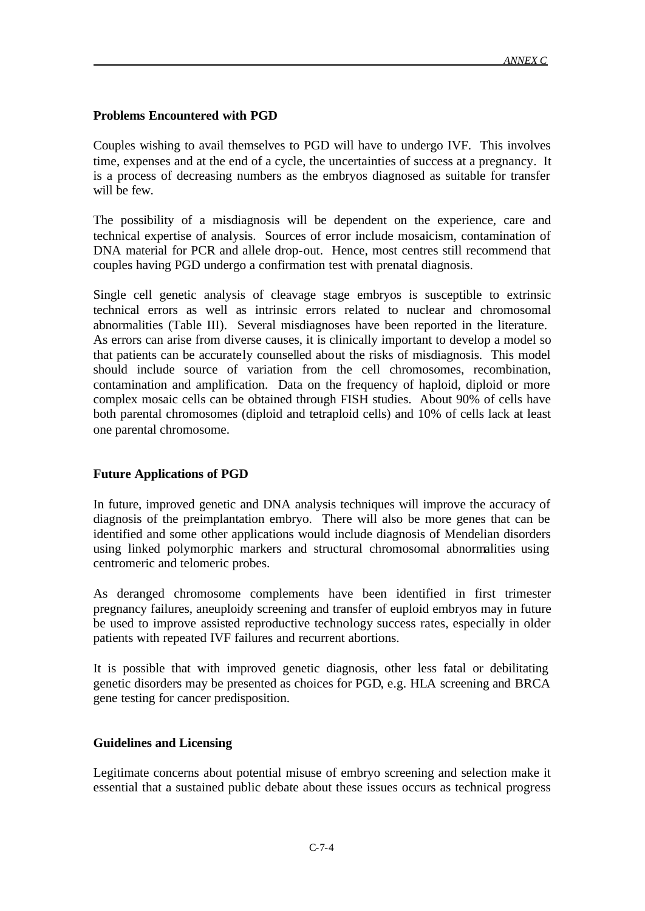## Problems Encountered with PGD

Couples wishing to avail themselves to PGD will have to undergo IVF. This involves time, expenses and at the end of a cycle, the uncertainties of success at a pregnancy. It is a process of decreasing numbers as the embryos diagnosed as suitable for transfer will be few.

The possibility of a misdiagnosis will be dependent on the experience, care and technical expertise of analysis. Sources of error include mosaicism, contamination of DNA material for PCR and allele drop-out. Hence, most centres still recommend that couples having PGD undergo a confirmation test with prenatal diagnosis.

Single cell genetic analysis of cleavage stage embryos is susceptible to extrinsic technical errors as well as intrinsic errors related to nuclear and chromosomal abnormalities (Table III). Several misdiagnoses have been reported in the literature. As errors can arise from diverse causes, it is clinically important to develop a model so that patients can be accurately counselled about the risks of misdiagnosis. This model should include source of variation from the cell chromosomes, recombination, contamination and amplification. Data on the frequency of haploid, diploid or more complex mosaic cells can be obtained through FISH studies. About 90% of cells have both parental chromosomes (diploid and tetraploid cells) and 10% of cells lack at least one parental chromosome.

## Future Applications of PGD

In future, improved genetic and DNA analysis techniques will improve the accuracy of diagnosis of the preimplantation embryo. There will also be more genes that can be identified and some other applications would include diagnosis of Mendelian disorders using linked polymorphic markers and structural chromosomal abnormalities using centromeric and telomeric probes.

As deranged chromosome complements have been identified in first trimester pregnancy failures, aneuploidy screening and transfer of euploid embryos may in future be used to improve assisted reproductive technology success rates, especially in older patients with repeated IVF failures and recurrent abortions.

It is possible that with improved genetic diagnosis, other less fatal or debilitating genetic disorders may be presented as choices for PGD, e.g. HLA screening and BRCA gene testing for cancer predisposition.

## Guidelines and Licensing

Legitimate concerns about potential misuse of embryo screening and selection make it essential that a sustained public debate about these issues occurs as technical progress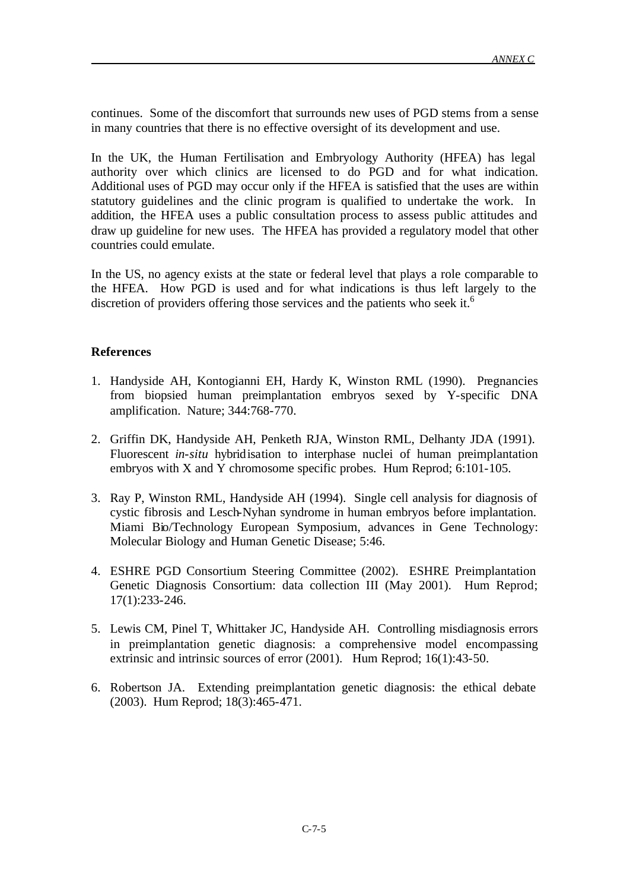continues. Some of the discomfort that surrounds new uses of PGD stems from a sense in many countries that there is no effective oversight of its development and use.

In the UK, the Human Fertilisation and Embryology Authority (HFEA) has legal authority over which clinics are licensed to do PGD and for what indication. Additional uses of PGD may occur only if the HFEA is satisfied that the uses are within statutory guidelines and the clinic program is qualified to undertake the work. In addition, the HFEA uses a public consultation process to assess public attitudes and draw up guideline for new uses. The HFEA has provided a regulatory model that other countries could emulate.

In the US, no agency exists at the state or federal level that plays a role comparable to the HFEA. How PGD is used and for what indications is thus left largely to the discretion of providers offering those services and the patients who seek it.[6]

**References**

1. Handyside AH, Kontogianni EH, Hardy K, Winston RML (1990). Pregnancies from biopsied human preimplantation embryos sexed by Y-specific DNA amplification. Nature; 344:768-770.

2. Griffin DK, Handyside AH, Penketh RJA, Winston RML, Delhanty JDA (1991). Fluorescent *in-situ* hybridisation to interphase nuclei of human preimplantation embryos with X and Y chromosome specific probes. Hum Reprod; 6:101-105.

3. Ray P, Winston RML, Handyside AH (1994). Single cell analysis for diagnosis of cystic fibrosis and Lesch-Nyhan syndrome in human embryos before implantation. Miami Bio/Technology European Symposium, advances in Gene Technology: Molecular Biology and Human Genetic Disease; 5:46.

4. ESHRE PGD Consortium Steering Committee (2002). ESHRE Preimplantation Genetic Diagnosis Consortium: data collection III (May 2001). Hum Reprod; 17(1):233-246.

5. Lewis CM, Pinel T, Whittaker JC, Handyside AH. Controlling misdiagnosis errors in preimplantation genetic diagnosis: a comprehensive model encompassing extrinsic and intrinsic sources of error (2001). Hum Reprod; 16(1):43-50.

6. Robertson JA. Extending preimplantation genetic diagnosis: the ethical debate (2003). Hum Reprod; 18(3):465-471.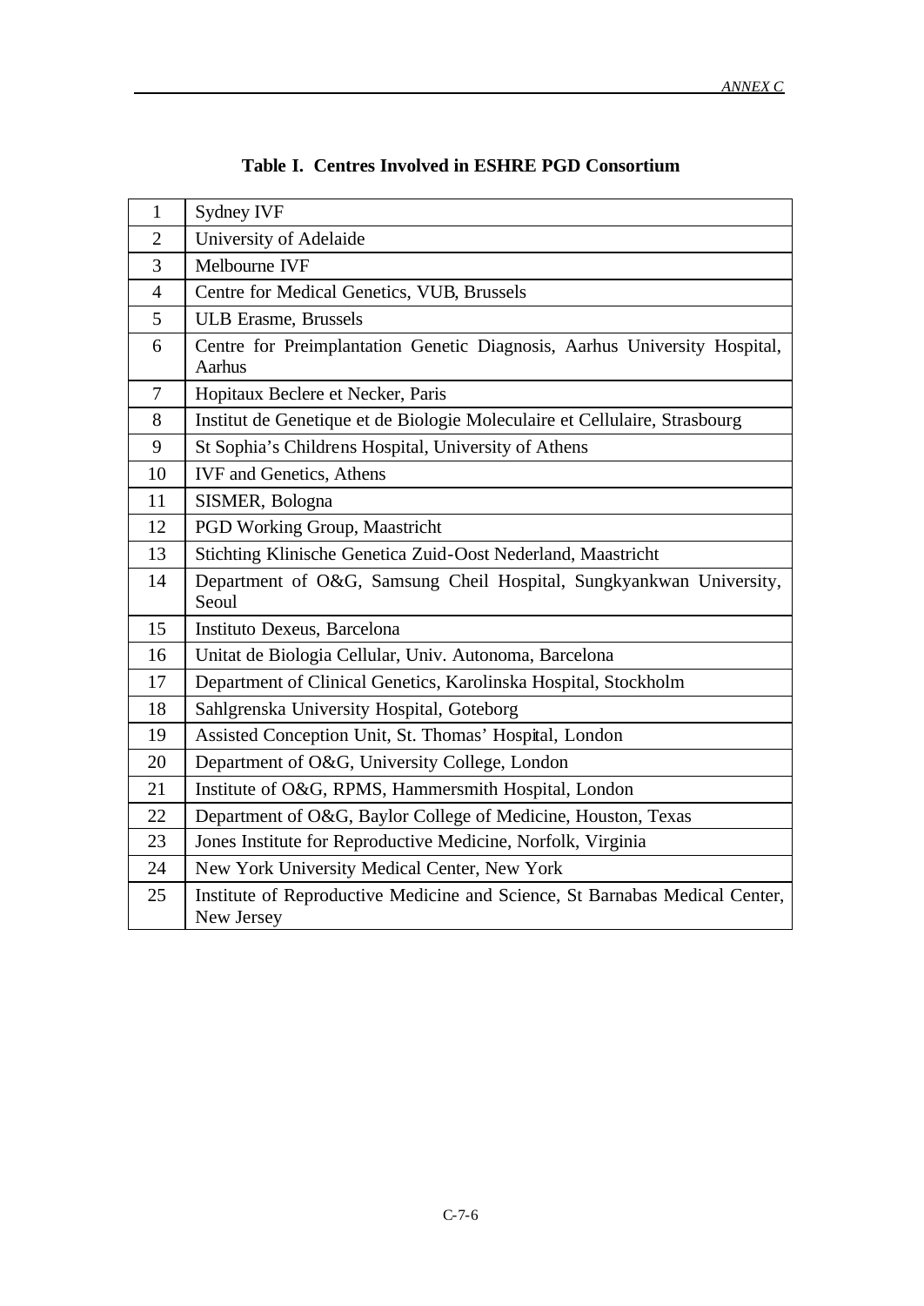**Table I. Centres Involved in ESHRE PGD Consortium**

| | |
|---|---|
| 1 | Sydney IVF |
| 2 | University of Adelaide |
| 3 | Melbourne IVF |
| 4 | Centre for Medical Genetics, VUB, Brussels |
| 5 | ULB Erasme, Brussels |
| 6 | Centre for Preimplantation Genetic Diagnosis, Aarhus University Hospital, Aarhus |
| 7 | Hopitaux Beclere et Necker, Paris |
| 8 | Institut de Genetique et de Biologie Moleculaire et Cellulaire, Strasbourg |
| 9 | St Sophia's Childrens Hospital, University of Athens |
| 10 | IVF and Genetics, Athens |
| 11 | SISMER, Bologna |
| 12 | PGD Working Group, Maastricht |
| 13 | Stichting Klinische Genetica Zuid-Oost Nederland, Maastricht |
| 14 | Department of O&G, Samsung Cheil Hospital, Sungkyankwan University, Seoul |
| 15 | Instituto Dexeus, Barcelona |
| 16 | Unitat de Biologia Cellular, Univ. Autonoma, Barcelona |
| 17 | Department of Clinical Genetics, Karolinska Hospital, Stockholm |
| 18 | Sahlgrenska University Hospital, Goteborg |
| 19 | Assisted Conception Unit, St. Thomas' Hospital, London |
| 20 | Department of O&G, University College, London |
| 21 | Institute of O&G, RPMS, Hammersmith Hospital, London |
| 22 | Department of O&G, Baylor College of Medicine, Houston, Texas |
| 23 | Jones Institute for Reproductive Medicine, Norfolk, Virginia |
| 24 | New York University Medical Center, New York |
| 25 | Institute of Reproductive Medicine and Science, St Barnabas Medical Center, New Jersey |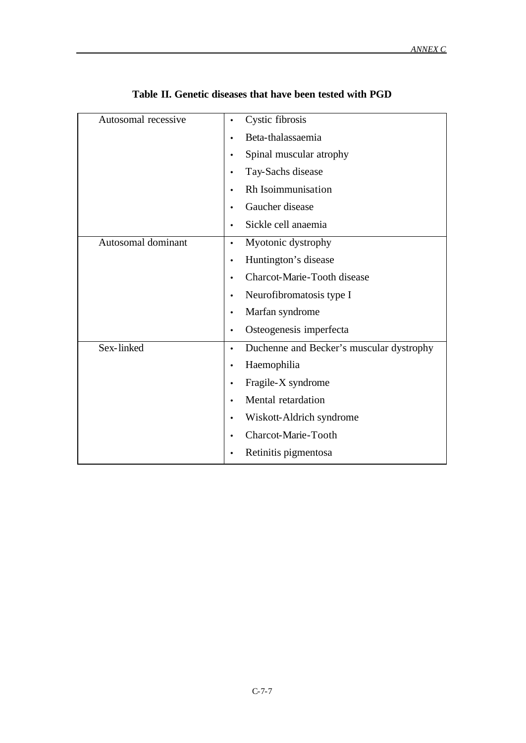**Table II. Genetic diseases that have been tested with PGD**

| Category | Diseases |
|---|---|
| Autosomal recessive | • Cystic fibrosis<br>• Beta-thalassaemia<br>• Spinal muscular atrophy<br>• Tay-Sachs disease<br>• Rh Isoimmunisation<br>• Gaucher disease<br>• Sickle cell anaemia |
| Autosomal dominant | • Myotonic dystrophy<br>• Huntington's disease<br>• Charcot-Marie-Tooth disease<br>• Neurofibromatosis type I<br>• Marfan syndrome<br>• Osteogenesis imperfecta |
| Sex-linked | • Duchenne and Becker's muscular dystrophy<br>• Haemophilia<br>• Fragile-X syndrome<br>• Mental retardation<br>• Wiskott-Aldrich syndrome<br>• Charcot-Marie-Tooth<br>• Retinitis pigmentosa |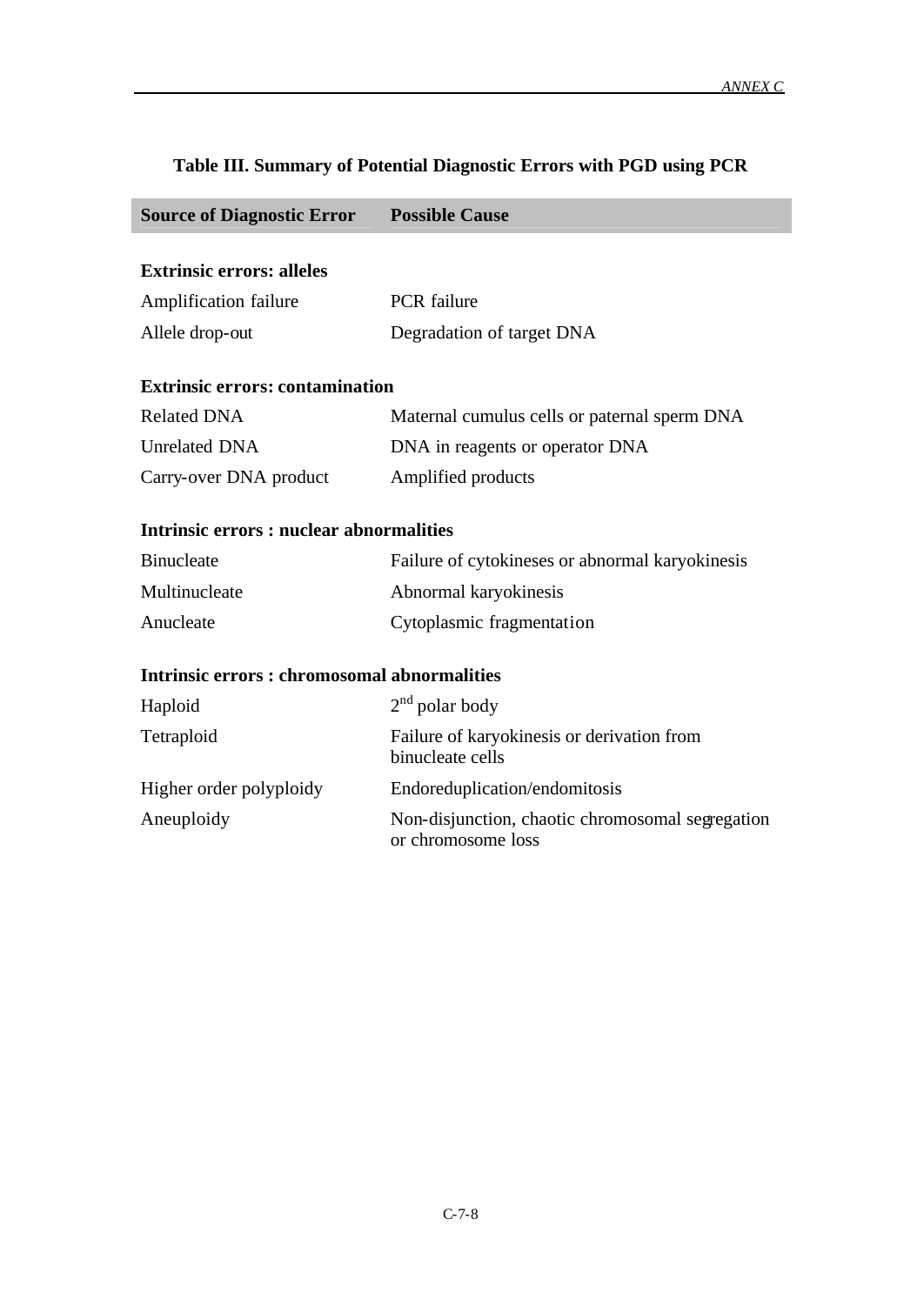### Table III. Summary of Potential Diagnostic Errors with PGD using PCR

| Source of Diagnostic Error | Possible Cause |
|---|---|
| **Extrinsic errors: alleles** | |
| Amplification failure | PCR failure |
| Allele drop-out | Degradation of target DNA |
| **Extrinsic errors: contamination** | |
| Related DNA | Maternal cumulus cells or paternal sperm DNA |
| Unrelated DNA | DNA in reagents or operator DNA |
| Carry-over DNA product | Amplified products |
| **Intrinsic errors : nuclear abnormalities** | |
| Binucleate | Failure of cytokineses or abnormal karyokinesis |
| Multinucleate | Abnormal karyokinesis |
| Anucleate | Cytoplasmic fragmentation |
| **Intrinsic errors : chromosomal abnormalities** | |
| Haploid | $2^{nd}$ polar body |
| Tetraploid | Failure of karyokinesis or derivation from binucleate cells |
| Higher order polyploidy | Endoreduplication/endomitosis |
| Aneuploidy | Non-disjunction, chaotic chromosomal segregation or chromosome loss |